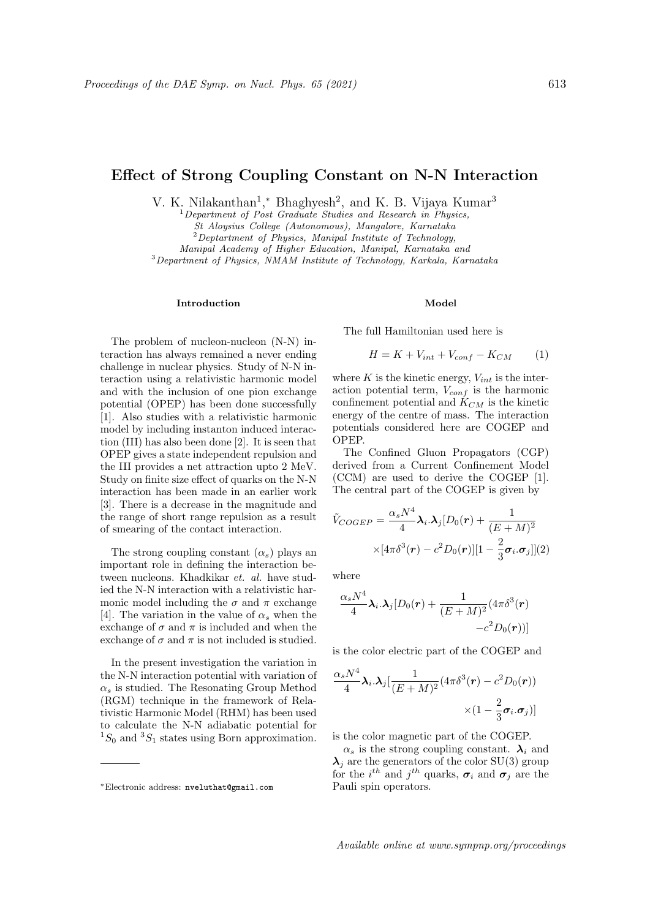# Effect of Strong Coupling Constant on N-N Interaction

V. K. Nilakanthan[1,*], Bhaghyesh[2], and K. B. Vijaya Kumar[3]

[1] *Department of Post Graduate Studies and Research in Physics, St Aloysius College (Autonomous), Mangalore, Karnataka*
[2] *Deptartment of Physics, Manipal Institute of Technology, Manipal Academy of Higher Education, Manipal, Karnataka and*
[3] *Department of Physics, NMAM Institute of Technology, Karkala, Karnataka*

## Introduction

The problem of nucleon-nucleon (N-N) interaction has always remained a never ending challenge in nuclear physics. Study of N-N interaction using a relativistic harmonic model and with the inclusion of one pion exchange potential (OPEP) has been done successfully [1]. Also studies with a relativistic harmonic model by including instanton induced interaction (III) has also been done [2]. It is seen that OPEP gives a state independent repulsion and the III provides a net attraction upto 2 MeV. Study on finite size effect of quarks on the N-N interaction has been made in an earlier work [3]. There is a decrease in the magnitude and the range of short range repulsion as a result of smearing of the contact interaction.

The strong coupling constant ($\alpha_s$) plays an important role in defining the interaction between nucleons. Khadkikar *et. al.* have studied the N-N interaction with a relativistic harmonic model including the $\sigma$ and $\pi$ exchange [4]. The variation in the value of $\alpha_s$ when the exchange of $\sigma$ and $\pi$ is included and when the exchange of $\sigma$ and $\pi$ is not included is studied.

In the present investigation the variation in the N-N interaction potential with variation of $\alpha_s$ is studied. The Resonating Group Method (RGM) technique in the framework of Relativistic Harmonic Model (RHM) has been used to calculate the N-N adiabatic potential for $^1S_0$ and $^3S_1$ states using Born approximation.

## Model

The full Hamiltonian used here is

$$H = K + V_{int} + V_{conf} - K_{CM} \quad (1)$$

where $K$ is the kinetic energy, $V_{int}$ is the interaction potential term, $V_{conf}$ is the harmonic confinement potential and $K_{CM}$ is the kinetic energy of the centre of mass. The interaction potentials considered here are COGEP and OPEP.

The Confined Gluon Propagators (CGP) derived from a Current Confinement Model (CCM) are used to derive the COGEP [1]. The central part of the COGEP is given by

$$\tilde{V}_{COGEP} = \frac{\alpha_s N^4}{4}\boldsymbol{\lambda}_i.\boldsymbol{\lambda}_j[D_0(\boldsymbol{r}) + \frac{1}{(E+M)^2} \times[4\pi\delta^3(\boldsymbol{r}) - c^2 D_0(\boldsymbol{r})][1 - \frac{2}{3}\boldsymbol{\sigma}_i.\boldsymbol{\sigma}_j]] \quad (2)$$

where

$$\frac{\alpha_s N^4}{4}\boldsymbol{\lambda}_i.\boldsymbol{\lambda}_j[D_0(\boldsymbol{r}) + \frac{1}{(E+M)^2}(4\pi\delta^3(\boldsymbol{r}) - c^2 D_0(\boldsymbol{r}))]$$

is the color electric part of the COGEP and

$$\frac{\alpha_s N^4}{4}\boldsymbol{\lambda}_i.\boldsymbol{\lambda}_j[\frac{1}{(E+M)^2}(4\pi\delta^3(\boldsymbol{r}) - c^2 D_0(\boldsymbol{r})) \times(1 - \frac{2}{3}\boldsymbol{\sigma}_i.\boldsymbol{\sigma}_j)]$$

is the color magnetic part of the COGEP.

$\alpha_s$ is the strong coupling constant. $\boldsymbol{\lambda}_i$ and $\boldsymbol{\lambda}_j$ are the generators of the color SU(3) group for the $i^{th}$ and $j^{th}$ quarks, $\boldsymbol{\sigma}_i$ and $\boldsymbol{\sigma}_j$ are the Pauli spin operators.

---

*Electronic address: nveluthat@gmail.com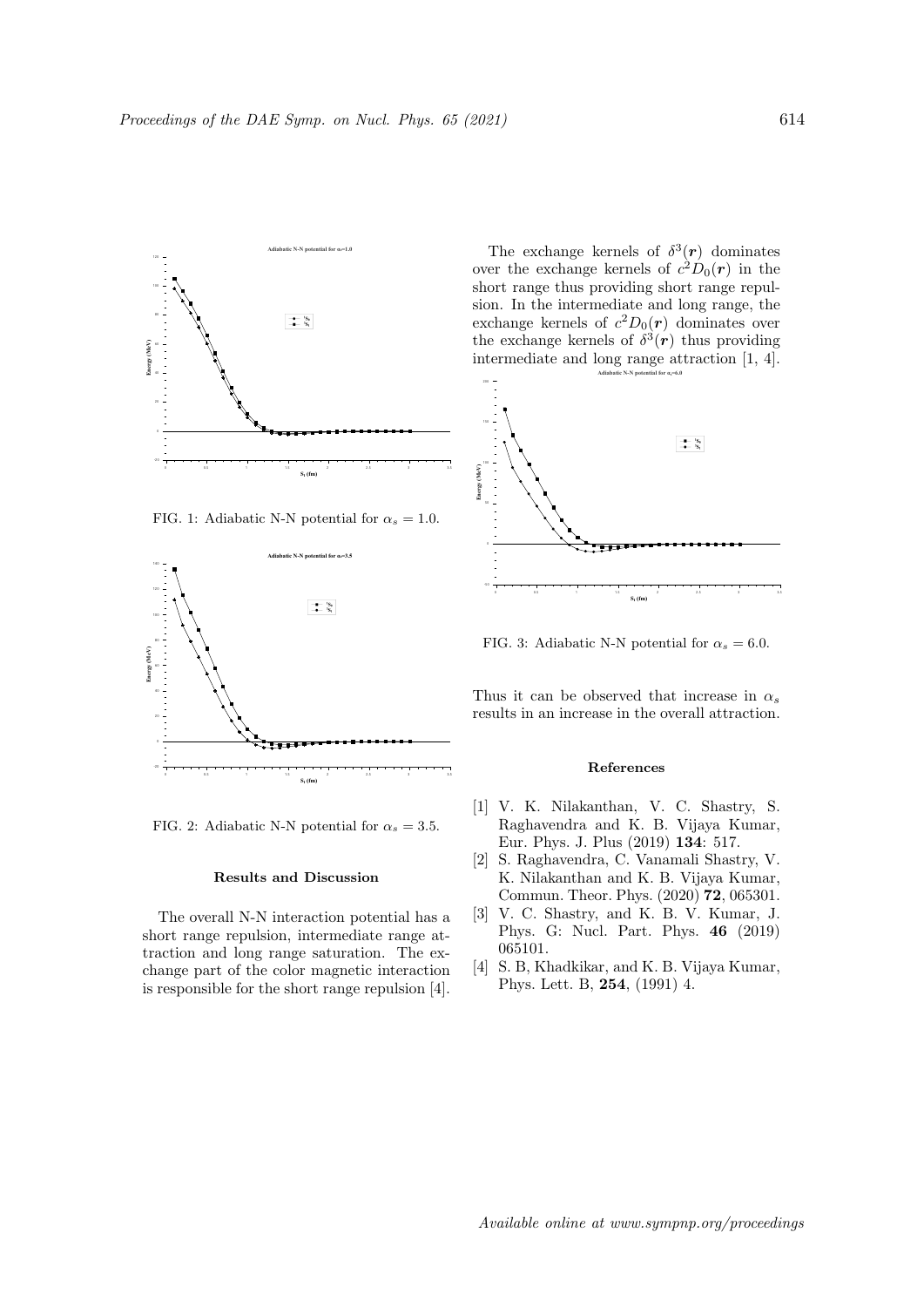Adiabatic N-N potential for $\alpha_s$=1.0

Energy (MeV)

$S_1$ (fm)

$^1S_0$

$^3S_1$

FIG. 1: Adiabatic N-N potential for $\alpha_s = 1.0$.

Adiabatic N-N potential for $\alpha_s$=3.5

Energy (MeV)

$S_1$ (fm)

$^1S_0$

$^3S_1$

FIG. 2: Adiabatic N-N potential for $\alpha_s = 3.5$.

#### Results and Discussion

The overall N-N interaction potential has a short range repulsion, intermediate range attraction and long range saturation. The exchange part of the color magnetic interaction is responsible for the short range repulsion [4].

The exchange kernels of $\delta^3(\boldsymbol{r})$ dominates over the exchange kernels of $c^2 D_0(\boldsymbol{r})$ in the short range thus providing short range repulsion. In the intermediate and long range, the exchange kernels of $c^2 D_0(\boldsymbol{r})$ dominates over the exchange kernels of $\delta^3(\boldsymbol{r})$ thus providing intermediate and long range attraction [1, 4].

Adiabatic N-N potential for $\alpha_s$=6.0

Energy (MeV)

$S_1$ (fm)

$^1S_0$

$^3S_1$

FIG. 3: Adiabatic N-N potential for $\alpha_s = 6.0$.

Thus it can be observed that increase in $\alpha_s$ results in an increase in the overall attraction.

#### References

[1] V. K. Nilakanthan, V. C. Shastry, S. Raghavendra and K. B. Vijaya Kumar, Eur. Phys. J. Plus (2019) **134**: 517.

[2] S. Raghavendra, C. Vanamali Shastry, V. K. Nilakanthan and K. B. Vijaya Kumar, Commun. Theor. Phys. (2020) **72**, 065301.

[3] V. C. Shastry, and K. B. V. Kumar, J. Phys. G: Nucl. Part. Phys. **46** (2019) 065101.

[4] S. B, Khadkikar, and K. B. Vijaya Kumar, Phys. Lett. B, **254**, (1991) 4.